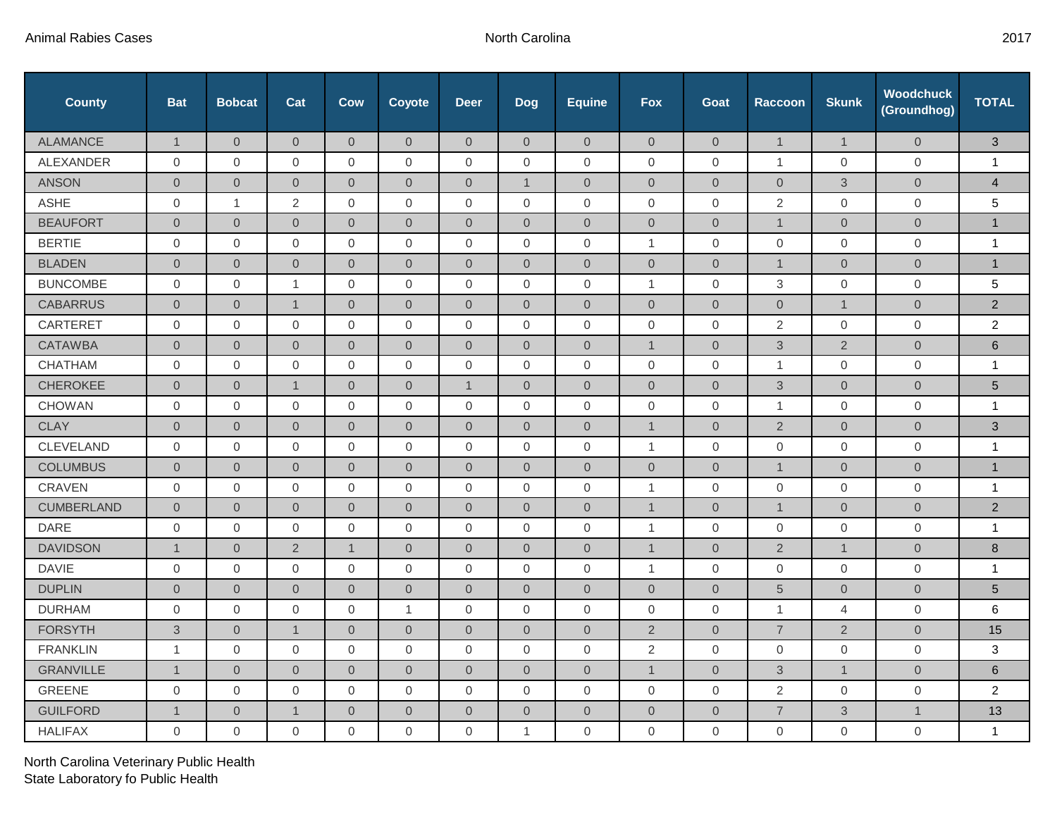Animal Rabies Cases North Carolina 2017

| County | Bat | Bobcat | Cat | Cow | Coyote | Deer | Dog | Equine | Fox | Goat | Raccoon | Skunk | Woodchuck (Groundhog) | TOTAL |
|---|---|---|---|---|---|---|---|---|---|---|---|---|---|---|
| ALAMANCE | 1 | 0 | 0 | 0 | 0 | 0 | 0 | 0 | 0 | 0 | 1 | 1 | 0 | 3 |
| ALEXANDER | 0 | 0 | 0 | 0 | 0 | 0 | 0 | 0 | 0 | 0 | 1 | 0 | 0 | 1 |
| ANSON | 0 | 0 | 0 | 0 | 0 | 0 | 1 | 0 | 0 | 0 | 0 | 3 | 0 | 4 |
| ASHE | 0 | 1 | 2 | 0 | 0 | 0 | 0 | 0 | 0 | 0 | 2 | 0 | 0 | 5 |
| BEAUFORT | 0 | 0 | 0 | 0 | 0 | 0 | 0 | 0 | 0 | 0 | 1 | 0 | 0 | 1 |
| BERTIE | 0 | 0 | 0 | 0 | 0 | 0 | 0 | 0 | 1 | 0 | 0 | 0 | 0 | 1 |
| BLADEN | 0 | 0 | 0 | 0 | 0 | 0 | 0 | 0 | 0 | 0 | 1 | 0 | 0 | 1 |
| BUNCOMBE | 0 | 0 | 1 | 0 | 0 | 0 | 0 | 0 | 1 | 0 | 3 | 0 | 0 | 5 |
| CABARRUS | 0 | 0 | 1 | 0 | 0 | 0 | 0 | 0 | 0 | 0 | 0 | 1 | 0 | 2 |
| CARTERET | 0 | 0 | 0 | 0 | 0 | 0 | 0 | 0 | 0 | 0 | 2 | 0 | 0 | 2 |
| CATAWBA | 0 | 0 | 0 | 0 | 0 | 0 | 0 | 0 | 1 | 0 | 3 | 2 | 0 | 6 |
| CHATHAM | 0 | 0 | 0 | 0 | 0 | 0 | 0 | 0 | 0 | 0 | 1 | 0 | 0 | 1 |
| CHEROKEE | 0 | 0 | 1 | 0 | 0 | 1 | 0 | 0 | 0 | 0 | 3 | 0 | 0 | 5 |
| CHOWAN | 0 | 0 | 0 | 0 | 0 | 0 | 0 | 0 | 0 | 0 | 1 | 0 | 0 | 1 |
| CLAY | 0 | 0 | 0 | 0 | 0 | 0 | 0 | 0 | 1 | 0 | 2 | 0 | 0 | 3 |
| CLEVELAND | 0 | 0 | 0 | 0 | 0 | 0 | 0 | 0 | 1 | 0 | 0 | 0 | 0 | 1 |
| COLUMBUS | 0 | 0 | 0 | 0 | 0 | 0 | 0 | 0 | 0 | 0 | 1 | 0 | 0 | 1 |
| CRAVEN | 0 | 0 | 0 | 0 | 0 | 0 | 0 | 0 | 1 | 0 | 0 | 0 | 0 | 1 |
| CUMBERLAND | 0 | 0 | 0 | 0 | 0 | 0 | 0 | 0 | 1 | 0 | 1 | 0 | 0 | 2 |
| DARE | 0 | 0 | 0 | 0 | 0 | 0 | 0 | 0 | 1 | 0 | 0 | 0 | 0 | 1 |
| DAVIDSON | 1 | 0 | 2 | 1 | 0 | 0 | 0 | 0 | 1 | 0 | 2 | 1 | 0 | 8 |
| DAVIE | 0 | 0 | 0 | 0 | 0 | 0 | 0 | 0 | 1 | 0 | 0 | 0 | 0 | 1 |
| DUPLIN | 0 | 0 | 0 | 0 | 0 | 0 | 0 | 0 | 0 | 0 | 5 | 0 | 0 | 5 |
| DURHAM | 0 | 0 | 0 | 0 | 1 | 0 | 0 | 0 | 0 | 0 | 1 | 4 | 0 | 6 |
| FORSYTH | 3 | 0 | 1 | 0 | 0 | 0 | 0 | 0 | 2 | 0 | 7 | 2 | 0 | 15 |
| FRANKLIN | 1 | 0 | 0 | 0 | 0 | 0 | 0 | 0 | 2 | 0 | 0 | 0 | 0 | 3 |
| GRANVILLE | 1 | 0 | 0 | 0 | 0 | 0 | 0 | 0 | 1 | 0 | 3 | 1 | 0 | 6 |
| GREENE | 0 | 0 | 0 | 0 | 0 | 0 | 0 | 0 | 0 | 0 | 2 | 0 | 0 | 2 |
| GUILFORD | 1 | 0 | 1 | 0 | 0 | 0 | 0 | 0 | 0 | 0 | 7 | 3 | 1 | 13 |
| HALIFAX | 0 | 0 | 0 | 0 | 0 | 0 | 1 | 0 | 0 | 0 | 0 | 0 | 0 | 1 |

North Carolina Veterinary Public Health
State Laboratory fo Public Health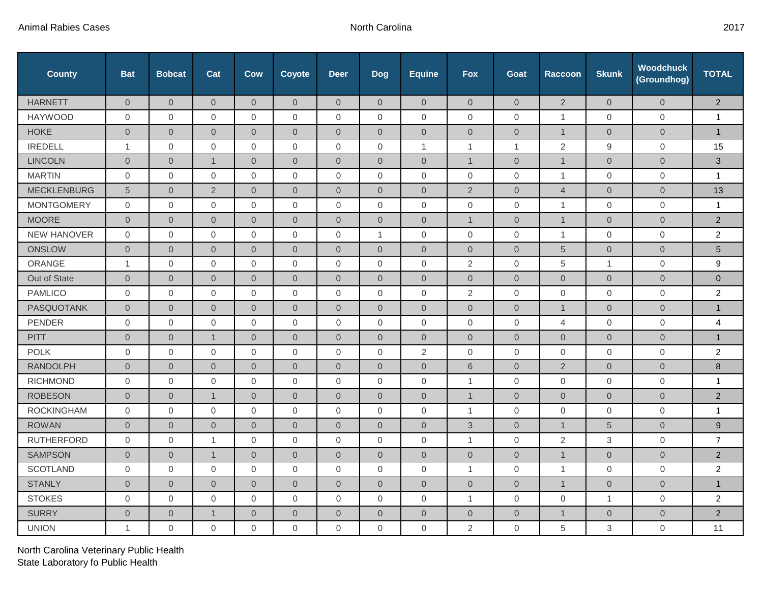| County | Bat | Bobcat | Cat | Cow | Coyote | Deer | Dog | Equine | Fox | Goat | Raccoon | Skunk | Woodchuck (Groundhog) | TOTAL |
|---|---|---|---|---|---|---|---|---|---|---|---|---|---|---|
| HARNETT | 0 | 0 | 0 | 0 | 0 | 0 | 0 | 0 | 0 | 0 | 2 | 0 | 0 | 2 |
| HAYWOOD | 0 | 0 | 0 | 0 | 0 | 0 | 0 | 0 | 0 | 0 | 1 | 0 | 0 | 1 |
| HOKE | 0 | 0 | 0 | 0 | 0 | 0 | 0 | 0 | 0 | 0 | 1 | 0 | 0 | 1 |
| IREDELL | 1 | 0 | 0 | 0 | 0 | 0 | 0 | 1 | 1 | 1 | 2 | 9 | 0 | 15 |
| LINCOLN | 0 | 0 | 1 | 0 | 0 | 0 | 0 | 0 | 1 | 0 | 1 | 0 | 0 | 3 |
| MARTIN | 0 | 0 | 0 | 0 | 0 | 0 | 0 | 0 | 0 | 0 | 1 | 0 | 0 | 1 |
| MECKLENBURG | 5 | 0 | 2 | 0 | 0 | 0 | 0 | 0 | 2 | 0 | 4 | 0 | 0 | 13 |
| MONTGOMERY | 0 | 0 | 0 | 0 | 0 | 0 | 0 | 0 | 0 | 0 | 1 | 0 | 0 | 1 |
| MOORE | 0 | 0 | 0 | 0 | 0 | 0 | 0 | 0 | 1 | 0 | 1 | 0 | 0 | 2 |
| NEW HANOVER | 0 | 0 | 0 | 0 | 0 | 0 | 1 | 0 | 0 | 0 | 1 | 0 | 0 | 2 |
| ONSLOW | 0 | 0 | 0 | 0 | 0 | 0 | 0 | 0 | 0 | 0 | 5 | 0 | 0 | 5 |
| ORANGE | 1 | 0 | 0 | 0 | 0 | 0 | 0 | 0 | 2 | 0 | 5 | 1 | 0 | 9 |
| Out of State | 0 | 0 | 0 | 0 | 0 | 0 | 0 | 0 | 0 | 0 | 0 | 0 | 0 | 0 |
| PAMLICO | 0 | 0 | 0 | 0 | 0 | 0 | 0 | 0 | 2 | 0 | 0 | 0 | 0 | 2 |
| PASQUOTANK | 0 | 0 | 0 | 0 | 0 | 0 | 0 | 0 | 0 | 0 | 1 | 0 | 0 | 1 |
| PENDER | 0 | 0 | 0 | 0 | 0 | 0 | 0 | 0 | 0 | 0 | 4 | 0 | 0 | 4 |
| PITT | 0 | 0 | 1 | 0 | 0 | 0 | 0 | 0 | 0 | 0 | 0 | 0 | 0 | 1 |
| POLK | 0 | 0 | 0 | 0 | 0 | 0 | 0 | 2 | 0 | 0 | 0 | 0 | 0 | 2 |
| RANDOLPH | 0 | 0 | 0 | 0 | 0 | 0 | 0 | 0 | 6 | 0 | 2 | 0 | 0 | 8 |
| RICHMOND | 0 | 0 | 0 | 0 | 0 | 0 | 0 | 0 | 1 | 0 | 0 | 0 | 0 | 1 |
| ROBESON | 0 | 0 | 1 | 0 | 0 | 0 | 0 | 0 | 1 | 0 | 0 | 0 | 0 | 2 |
| ROCKINGHAM | 0 | 0 | 0 | 0 | 0 | 0 | 0 | 0 | 1 | 0 | 0 | 0 | 0 | 1 |
| ROWAN | 0 | 0 | 0 | 0 | 0 | 0 | 0 | 0 | 3 | 0 | 1 | 5 | 0 | 9 |
| RUTHERFORD | 0 | 0 | 1 | 0 | 0 | 0 | 0 | 0 | 1 | 0 | 2 | 3 | 0 | 7 |
| SAMPSON | 0 | 0 | 1 | 0 | 0 | 0 | 0 | 0 | 0 | 0 | 1 | 0 | 0 | 2 |
| SCOTLAND | 0 | 0 | 0 | 0 | 0 | 0 | 0 | 0 | 1 | 0 | 1 | 0 | 0 | 2 |
| STANLY | 0 | 0 | 0 | 0 | 0 | 0 | 0 | 0 | 0 | 0 | 1 | 0 | 0 | 1 |
| STOKES | 0 | 0 | 0 | 0 | 0 | 0 | 0 | 0 | 1 | 0 | 0 | 1 | 0 | 2 |
| SURRY | 0 | 0 | 1 | 0 | 0 | 0 | 0 | 0 | 0 | 0 | 1 | 0 | 0 | 2 |
| UNION | 1 | 0 | 0 | 0 | 0 | 0 | 0 | 0 | 2 | 0 | 5 | 3 | 0 | 11 |

North Carolina Veterinary Public Health
State Laboratory fo Public Health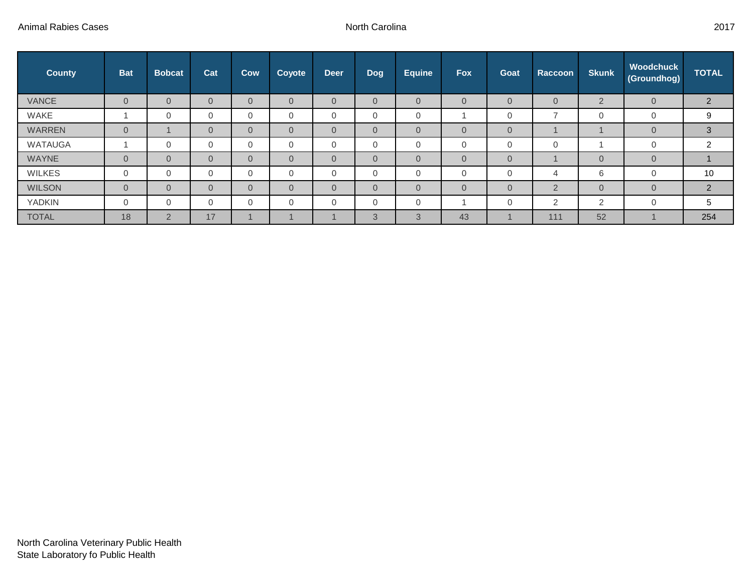| County | Bat | Bobcat | Cat | Cow | Coyote | Deer | Dog | Equine | Fox | Goat | Raccoon | Skunk | Woodchuck (Groundhog) | TOTAL |
|---|---|---|---|---|---|---|---|---|---|---|---|---|---|---|
| VANCE | 0 | 0 | 0 | 0 | 0 | 0 | 0 | 0 | 0 | 0 | 0 | 2 | 0 | 2 |
| WAKE | 1 | 0 | 0 | 0 | 0 | 0 | 0 | 0 | 1 | 0 | 7 | 0 | 0 | 9 |
| WARREN | 0 | 1 | 0 | 0 | 0 | 0 | 0 | 0 | 0 | 0 | 1 | 1 | 0 | 3 |
| WATAUGA | 1 | 0 | 0 | 0 | 0 | 0 | 0 | 0 | 0 | 0 | 0 | 1 | 0 | 2 |
| WAYNE | 0 | 0 | 0 | 0 | 0 | 0 | 0 | 0 | 0 | 0 | 1 | 0 | 0 | 1 |
| WILKES | 0 | 0 | 0 | 0 | 0 | 0 | 0 | 0 | 0 | 0 | 4 | 6 | 0 | 10 |
| WILSON | 0 | 0 | 0 | 0 | 0 | 0 | 0 | 0 | 0 | 0 | 2 | 0 | 0 | 2 |
| YADKIN | 0 | 0 | 0 | 0 | 0 | 0 | 0 | 0 | 1 | 0 | 2 | 2 | 0 | 5 |
| TOTAL | 18 | 2 | 17 | 1 | 1 | 1 | 3 | 3 | 43 | 1 | 111 | 52 | 1 | 254 |

North Carolina Veterinary Public Health
State Laboratory fo Public Health